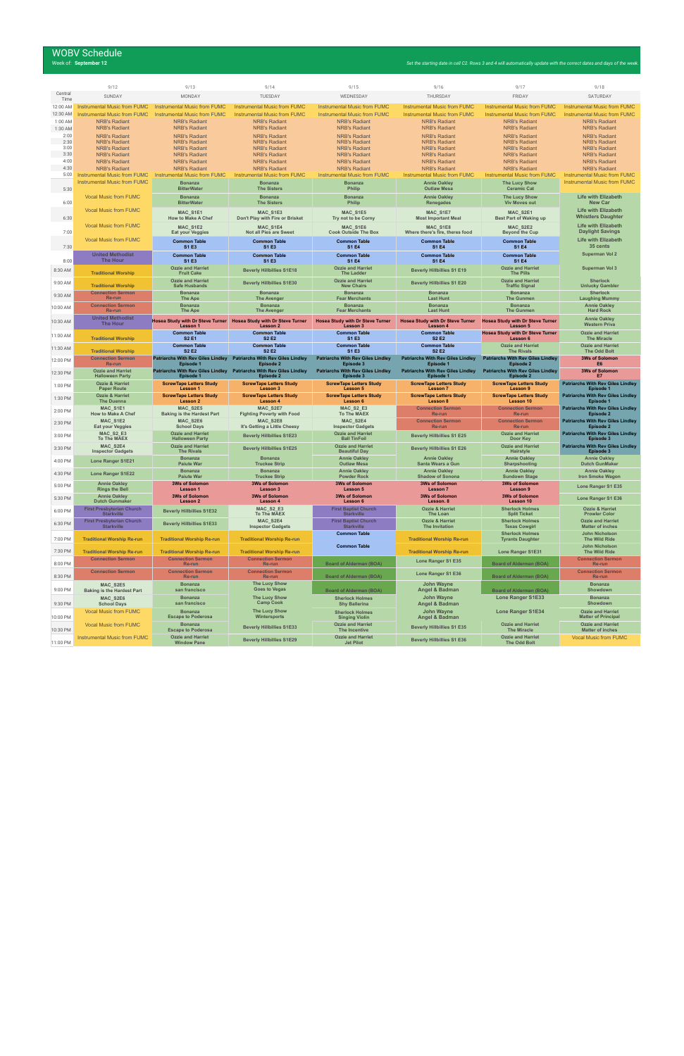# WOBV Schedule

Week of: **September 12**

*Set the starting date in cell C2. Rows 3 and 4 will automatically update with the correct dates and days of the week.*

| Central Time | 9/12 SUNDAY | 9/13 MONDAY | 9/14 TUESDAY | 9/15 WEDNESDAY | 9/16 THURSDAY | 9/17 FRIDAY | 9/18 SATURDAY |
|---|---|---|---|---|---|---|---|
| 12:00 AM | Instrumental Music from FUMC | Instrumental Music from FUMC | Instrumental Music from FUMC | Instrumental Music from FUMC | Instrumental Music from FUMC | Instrumental Music from FUMC | Instrumental Music from FUMC |
| 12:30 AM | Instrumental Music from FUMC | Instrumental Music from FUMC | Instrumental Music from FUMC | Instrumental Music from FUMC | Instrumental Music from FUMC | Instrumental Music from FUMC | Instrumental Music from FUMC |
| 1:00 AM | NRB's Radiant | NRB's Radiant | NRB's Radiant | NRB's Radiant | NRB's Radiant | NRB's Radiant | NRB's Radiant |
| 1:30 AM | NRB's Radiant | NRB's Radiant | NRB's Radiant | NRB's Radiant | NRB's Radiant | NRB's Radiant | NRB's Radiant |
| 2:00 | NRB's Radiant | NRB's Radiant | NRB's Radiant | NRB's Radiant | NRB's Radiant | NRB's Radiant | NRB's Radiant |
| 2:30 | NRB's Radiant | NRB's Radiant | NRB's Radiant | NRB's Radiant | NRB's Radiant | NRB's Radiant | NRB's Radiant |
| 3:00 | NRB's Radiant | NRB's Radiant | NRB's Radiant | NRB's Radiant | NRB's Radiant | NRB's Radiant | NRB's Radiant |
| 3:30 | NRB's Radiant | NRB's Radiant | NRB's Radiant | NRB's Radiant | NRB's Radiant | NRB's Radiant | NRB's Radiant |
| 4:00 | NRB's Radiant | NRB's Radiant | NRB's Radiant | NRB's Radiant | NRB's Radiant | NRB's Radiant | NRB's Radiant |
| 4:30 | NRB's Radiant | NRB's Radiant | NRB's Radiant | NRB's Radiant | NRB's Radiant | NRB's Radiant | NRB's Radiant |
| 5:00 | Instrumental Music from FUMC | Instrumental Music from FUMC | Instrumental Music from FUMC | Instrumental Music from FUMC | Instrumental Music from FUMC | Instrumental Music from FUMC | Instrumental Music from FUMC |
| 5:30 | Instrumental Music from FUMC | Bonanza BitterWater | Bonanza The Sisters | Bonanza Philip | Annie Oakley Outlaw Mesa | The Lucy Show Ceramic Cat | Instrumental Music from FUMC |
| 6:00 | Vocal Music from FUMC | Bonanza BitterWater | Bonanza The Sisters | Bonanza Philip | Annie Oakley Renegades | The Lucy Show Viv Moves out | Life with Elizabeth New Car |
| 6:30 | Vocal Music from FUMC | MAC_S1E1 How to Make A Chef | MAC_S1E3 Don't Play with Fire or Brisket | MAC_S1E5 Try not to be Corny | MAC_S1E7 Most Important Meal | MAC_S2E1 Best Part of Waking up | Life with Elizabeth Whistlers Daughter |
| 7:00 | Vocal Music from FUMC | MAC_S1E2 Eat your Veggies | MAC_S1E4 Not all Pies are Sweet | MAC_S1E6 Cook Outside The Box | MAC_S1E8 Where there's fire, theres food | MAC_S2E2 Beyond the Cup | Life with Elizabeth Daylight Savings |
| 7:30 | Vocal Music from FUMC | Common Table S1 E3 | Common Table S1 E3 | Common Table S1 E4 | Common Table S1 E4 | Common Table S1 E4 | Life with Elizabeth 35 cents |
| 8:00 | United Methodist The Hour | Common Table S1 E3 | Common Table S1 E3 | Common Table S1 E4 | Common Table S1 E4 | Common Table S1 E4 | Superman Vol 2 |
| 8:30 AM | Traditional Worship | Ozzie and Harriet Fruit Cake | Beverly Hillbillies S1E18 | Ozzie and Harriet The Ladder | Beverly Hillbillies S1 E19 | Ozzie and Harriet The Pills | Superman Vol 3 |
| 9:00 AM | Traditional Worship | Ozzie and Harriet Safe Husbands | Beverly Hillbillies S1E30 | Ozzie and Harriet New Chairs | Beverly Hillbillies S1 E20 | Ozzie and Harriet Traffic Signal | Sherlock Unlucky Gambler |
| 9:30 AM | Connection Sermon Re-run | Bonanza The Ape | Bonanza The Avenger | Bonanza Fear Merchants | Bonanza Last Hunt | Bonanza The Gunmen | Sherlock Laughing Mummy |
| 10:00 AM | Connection Sermon Re-run | Bonanza The Ape | Bonanza The Avenger | Bonanza Fear Merchants | Bonanza Last Hunt | Bonanza The Gunmen | Annie Oakley Hard Rock |
| 10:30 AM | United Methodist The Hour | Hosea Study with Dr Steve Turner Lesson 1 | Hosea Study with Dr Steve Turner Lesson 2 | Hosea Study with Dr Steve Turner Lesson 3 | Hosea Study with Dr Steve Turner Lesson 4 | Hosea Study with Dr Steve Turner Lesson 5 | Annie Oakley Western Priva |
| 11:00 AM | Traditional Worship | Common Table S2 E1 | Common Table S2 E2 | Common Table S1 E3 | Common Table S2 E2 | Hosea Study with Dr Steve Turner Lesson 6 | Ozzie and Harriet The Miracle |
| 11:30 AM | Traditional Worship | Common Table S2 E2 | Common Table S2 E2 | Common Table S1 E3 | Common Table S2 E2 | Ozzie and Harriet The Rivals | Ozzie and Harriet The Odd Bolt |
| 12:00 PM | Connection Sermon Re-run | Patriarchs With Rev Giles Lindley Episode 1 | Patriarchs With Rev Giles Lindley Episode 2 | Patriarchs With Rev Giles Lindley Episode 3 | Patriarchs With Rev Giles Lindley Episode 1 | Patriarchs With Rev Giles Lindley Episode 2 | 3Ws of Solomon E6 |
| 12:30 PM | Ozzie and Harriet Halloween Party | Patriarchs With Rev Giles Lindley Episode 1 | Patriarchs With Rev Giles Lindley Episode 2 | Patriarchs With Rev Giles Lindley Episode 3 | Patriarchs With Rev Giles Lindley Episode 1 | Patriarchs With Rev Giles Lindley Episode 2 | 3Ws of Solomon E7 |
| 1:00 PM | Ozzie & Harriet Paper Route | ScrewTape Letters Study Lesson 1 | ScrewTape Letters Study Lesson 3 | ScrewTape Letters Study Lesson 5 | ScrewTape Letters Study Lesson 7 | ScrewTape Letters Study Lesson 9 | Patriarchs With Rev Giles Lindley Episode 1 |
| 1:30 PM | Ozzie & Harriet The Duenna | ScrewTape Letters Study Lesson 2 | ScrewTape Letters Study Lesson 4 | ScrewTape Letters Study Lesson 6 | ScrewTape Letters Study Lesson 8 | ScrewTape Letters Study Lesson 10 | Patriarchs With Rev Giles Lindley Episode 1 |
| 2:00 PM | MAC_S1E1 How to Make A Chef | MAC_S2E5 Baking is the Hardest Part | MAC_S2E7 Fighting Poverty with Food | MAC_S2_E3 To The MAEX | Connection Sermon Re-run | Connection Sermon Re-run | Patriarchs With Rev Giles Lindley Episode 2 |
| 2:30 PM | MAC_S1E2 Eat your Veggies | MAC_S2E6 School Days | MAC_S2E8 It's Getting a Little Cheesy | MAC_S2E4 Inspector Gadgets | Connection Sermon Re-run | Connection Sermon Re-run | Patriarchs With Rev Giles Lindley Episode 2 |
| 3:00 PM | MAC_S2_E3 To The MAEX | Ozzie and Harriet Halloween Party | Beverly Hillbillies S1E23 | Ozzie and Harriet Ball TinFoil | Beverly Hillbillies S1 E25 | Ozzie and Harriet Door Key | Patriarchs With Rev Giles Lindley Episode 3 |
| 3:30 PM | MAC_S2E4 Inspector Gadgets | Ozzie and Harriet The Rivals | Beverly Hillbillies S1E25 | Ozzie and Harriet Beautiful Day | Beverly Hillbillies S1 E26 | Ozzie and Harriet Hairstyle | Patriarchs With Rev Giles Lindley Episode 3 |
| 4:00 PM | Lone Ranger S1E21 | Bonanza Paiute War | Bonanza Truckee Strip | Annie Oakley Outlaw Mesa | Annie Oakley Santa Wears a Gun | Annie Oakley Sharpshooting | Annie Oakley Dutch GunMaker |
| 4:30 PM | Lone Ranger S1E22 | Bonanza Paiute War | Bonanza Truckee Strip | Annie Oakley Powder Rock | Annie Oakley Shadow of Sonora | Annie Oakley Sundown Stage | Annie Oakley Iron Smoke Wagon |
| 5:00 PM | Annie Oakley Rings the Bell | 3Ws of Solomon Lesson 1 | 3Ws of Solomon Lesson 3 | 3Ws of Solomon Lesson 5 | 3Ws of Solomon Lesson 7 | 3Ws of Solomon Lesson 9 | Lone Ranger S1 E35 |
| 5:30 PM | Annie Oakley Dutch Gunmaker | 3Ws of Solomon Lesson 2 | 3Ws of Solomon Lesson 4 | 3Ws of Solomon Lesson 6 | 3Ws of Solomon Lesson 8 | 3Ws of Solomon Lesson 10 | Lone Ranger S1 E36 |
| 6:00 PM | First Presbyterian Church Starkville | Beverly Hillbillies S1E32 | MAC_S2_E3 To The MAEX | First Baptist Church Starkville | Ozzie & Harriet The Loan | Sherlock Holmes Split Ticket | Ozzie & Harriet Prowler Color |
| 6:30 PM | First Presbyterian Church Starkville | Beverly Hillbillies S1E33 | MAC_S2E4 Inspector Gadgets | First Baptist Church Starkville | Ozzie & Harriet The Invitation | Sherlock Holmes Texas Cowgirl | Ozzie and Harriet Matter of inches |
| 7:00 PM | Traditional Worship Re-run | Traditional Worship Re-run | Traditional Worship Re-run | Common Table | Traditional Worship Re-run | Sherlock Holmes Tyrants Daughter | John Nicholson The Wild Ride |
| 7:30 PM | Traditional Worship Re-run | Traditional Worship Re-run | Traditional Worship Re-run | Common Table | Traditional Worship Re-run | Lone Ranger S1E31 | John Nicholson The Wild Ride |
| 8:00 PM | Connection Sermon | Connection Sermon Re-run | Connection Sermon Re-run | Board of Alderman (BOA) | Lone Ranger S1 E35 | Board of Alderman (BOA) | Connection Sermon Re-run |
| 8:30 PM | Connection Sermon | Connection Sermon Re-run | Connection Sermon Re-run | Board of Alderman (BOA) | Lone Ranger S1 E36 | Board of Alderman (BOA) | Connection Sermon Re-run |
| 9:00 PM | MAC_S2E5 Baking is the Hardest Part | Bonanza san francisco | The Lucy Show Goes to Vegas | Board of Alderman (BOA) | John Wayne Angel & Badman | Board of Alderman (BOA) | Bonanza Showdown |
| 9:30 PM | MAC_S2E6 School Days | Bonanza san francisco | The Lucy Show Camp Cook | Sherlock Holmes Shy Ballerina | John Wayne Angel & Badman | Lone Ranger S1E33 | Bonanza Showdown |
| 10:00 PM | Vocal Music from FUMC | Bonanza Escape to Poderosa | The Lucy Show Wintersports | Sherlock Holmes Singing Violin | John Wayne Angel & Badman | Lone Ranger S1E34 | Ozzie and Harriet Matter of Principal |
| 10:30 PM | Vocal Music from FUMC | Bonanza Escape to Poderosa | Beverly Hillbillies S1E33 | Ozzie and Harriet The Incentive | Beverly Hillbillies S1 E35 | Ozzie and Harriet The Miracle | Ozzie and Harriet Matter of inches |
| 11:00 PM | Instrumental Music from FUMC | Ozzie and Harriet Window Pane | Beverly Hillbillies S1E29 | Ozzie and Harriet Jet Pilot | Beverly Hillbillies S1 E36 | Ozzie and Harriet The Odd Bolt | Vocal Music from FUMC |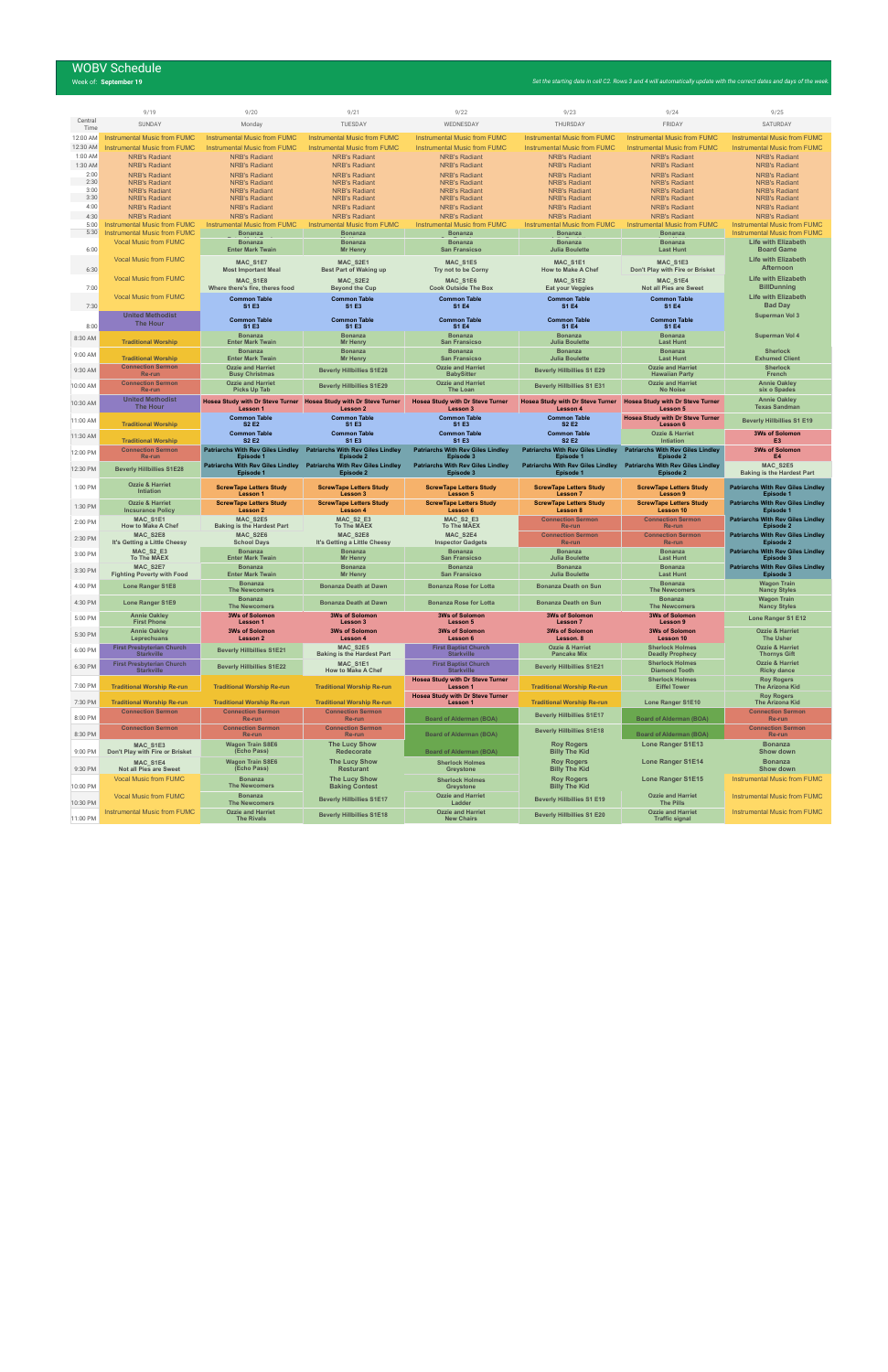# WOBV Schedule

Week of: **September 19**

*Set the starting date in cell C2. Rows 3 and 4 will automatically update with the correct dates and days of the week.*

| Central Time | 9/19 SUNDAY | 9/20 Monday | 9/21 TUESDAY | 9/22 WEDNESDAY | 9/23 THURSDAY | 9/24 FRIDAY | 9/25 SATURDAY |
|---|---|---|---|---|---|---|---|
| 12:00 AM | Instrumental Music from FUMC | Instrumental Music from FUMC | Instrumental Music from FUMC | Instrumental Music from FUMC | Instrumental Music from FUMC | Instrumental Music from FUMC | Instrumental Music from FUMC |
| 12:30 AM | Instrumental Music from FUMC | Instrumental Music from FUMC | Instrumental Music from FUMC | Instrumental Music from FUMC | Instrumental Music from FUMC | Instrumental Music from FUMC | Instrumental Music from FUMC |
| 1:00 AM | NRB's Radiant | NRB's Radiant | NRB's Radiant | NRB's Radiant | NRB's Radiant | NRB's Radiant | NRB's Radiant |
| 1:30 AM | NRB's Radiant | NRB's Radiant | NRB's Radiant | NRB's Radiant | NRB's Radiant | NRB's Radiant | NRB's Radiant |
| 2:00 | NRB's Radiant | NRB's Radiant | NRB's Radiant | NRB's Radiant | NRB's Radiant | NRB's Radiant | NRB's Radiant |
| 2:30 | NRB's Radiant | NRB's Radiant | NRB's Radiant | NRB's Radiant | NRB's Radiant | NRB's Radiant | NRB's Radiant |
| 3:00 | NRB's Radiant | NRB's Radiant | NRB's Radiant | NRB's Radiant | NRB's Radiant | NRB's Radiant | NRB's Radiant |
| 3:30 | NRB's Radiant | NRB's Radiant | NRB's Radiant | NRB's Radiant | NRB's Radiant | NRB's Radiant | NRB's Radiant |
| 4:00 | NRB's Radiant | NRB's Radiant | NRB's Radiant | NRB's Radiant | NRB's Radiant | NRB's Radiant | NRB's Radiant |
| 4:30 | NRB's Radiant | NRB's Radiant | NRB's Radiant | NRB's Radiant | NRB's Radiant | NRB's Radiant | NRB's Radiant |
| 5:00 | Instrumental Music from FUMC | Instrumental Music from FUMC | Instrumental Music from FUMC | Instrumental Music from FUMC | Instrumental Music from FUMC | Instrumental Music from FUMC | Instrumental Music from FUMC |
| 5:30 | Instrumental Music from FUMC | Bonanza | Bonanza | Bonanza | Bonanza | Bonanza | Instrumental Music from FUMC |
| 6:00 | Vocal Music from FUMC | Bonanza Enter Mark Twain | Bonanza Mr Henry | Bonanza San Francisco | Bonanza Julia Boulette | Bonanza Last Hunt | Life with Elizabeth Board Game |
| 6:30 | Vocal Music from FUMC | MAC_S1E7 Most Important Meal | MAC_S2E1 Best Part of Waking up | MAC_S1E5 Try not to be Corny | MAC_S1E1 How to Make A Chef | MAC_S1E3 Don't Play with Fire or Brisket | Life with Elizabeth Afternoon |
| 7:00 | Vocal Music from FUMC | MAC_S1E8 Where there's fire, theres food | MAC_S2E2 Beyond the Cup | MAC_S1E6 Cook Outside The Box | MAC_S1E2 Eat your Veggies | MAC_S1E4 Not all Pies are Sweet | Life with Elizabeth BillDunning |
| 7:30 | Vocal Music from FUMC | Common Table S1 E3 | Common Table S1 E3 | Common Table S1 E4 | Common Table S1 E4 | Common Table S1 E4 | Life with Elizabeth Bad Day |
| 8:00 | United Methodist The Hour | Common Table S1 E3 | Common Table S1 E3 | Common Table S1 E4 | Common Table S1 E4 | Common Table S1 E4 | Superman Vol 3 |
| 8:30 AM | Traditional Worship | Bonanza Enter Mark Twain | Bonanza Mr Henry | Bonanza San Francisco | Bonanza Julia Boulette | Bonanza Last Hunt | Superman Vol 4 |
| 9:00 AM | Traditional Worship | Bonanza Enter Mark Twain | Bonanza Mr Henry | Bonanza San Francisco | Bonanza Julia Boulette | Bonanza Last Hunt | Sherlock Exhumed Client |
| 9:30 AM | Connection Sermon Re-run | Ozzie and Harriet Busy Christmas | Beverly Hillbillies S1E28 | Ozzie and Harriet BabySitter | Beverly Hillbillies S1 E29 | Ozzie and Harriet Hawaiian Party | Sherlock French |
| 10:00 AM | Connection Sermon Re-run | Ozzie and Harriet Picks Up Tab | Beverly Hillbillies S1E29 | Ozzie and Harriet The Loan | Beverly Hillbillies S1 E31 | Ozzie and Harriet No Noise | Annie Oakley six o Spades |
| 10:30 AM | United Methodist The Hour | Hosea Study with Dr Steve Turner Lesson 1 | Hosea Study with Dr Steve Turner Lesson 2 | Hosea Study with Dr Steve Turner Lesson 3 | Hosea Study with Dr Steve Turner Lesson 4 | Hosea Study with Dr Steve Turner Lesson 6 | Annie Oakley Texas Sandman |
| 11:00 AM | Traditional Worship | Common Table S2 E2 | Common Table S1 E3 | Common Table S1 E3 | Common Table S2 E2 | Hosea Study with Dr Steve Turner Lesson 5 | Beverly Hillbillies S1 E19 |
| 11:30 AM | Traditional Worship | Common Table S2 E2 | Common Table S1 E3 | Common Table S1 E3 | Common Table S2 E2 | Ozzie & Harriet Intiation | 3Ws of Solomon E3 |
| 12:00 PM | Connection Sermon Re-run | Patriarchs With Rev Giles Lindley Episode 1 | Patriarchs With Rev Giles Lindley Episode 2 | Patriarchs With Rev Giles Lindley Episode 3 | Patriarchs With Rev Giles Lindley Episode 1 | Patriarchs With Rev Giles Lindley Episode 2 | 3Ws of Solomon E4 |
| 12:30 PM | Beverly Hillbillies S1E28 | Patriarchs With Rev Giles Lindley Episode 1 | Patriarchs With Rev Giles Lindley Episode 2 | Patriarchs With Rev Giles Lindley Episode 3 | Patriarchs With Rev Giles Lindley Episode 1 | Patriarchs With Rev Giles Lindley Episode 2 | MAC_S2E5 Baking is the Hardest Part |
| 1:00 PM | Ozzie & Harriet Intiation | ScrewTape Letters Study Lesson 1 | ScrewTape Letters Study Lesson 3 | ScrewTape Letters Study Lesson 5 | ScrewTape Letters Study Lesson 7 | ScrewTape Letters Study Lesson 9 | Patriarchs With Rev Giles Lindley Episode 1 |
| 1:30 PM | Ozzie & Harriet Incsurance Policy | ScrewTape Letters Study Lesson 2 | ScrewTape Letters Study Lesson 4 | ScrewTape Letters Study Lesson 6 | ScrewTape Letters Study Lesson 8 | ScrewTape Letters Study Lesson 10 | Patriarchs With Rev Giles Lindley Episode 1 |
| 2:00 PM | MAC_S1E1 How to Make A Chef | MAC_S2E5 Baking is the Hardest Part | MAC_S2_E3 To The MAEX | MAC_S2_E3 To The MAEX | Connection Sermon Re-run | Connection Sermon Re-run | Patriarchs With Rev Giles Lindley Episode 2 |
| 2:30 PM | MAC_S2E8 It's Getting a Little Cheesy | MAC_S2E6 School Days | MAC_S2E8 It's Getting a Little Cheesy | MAC_S2E4 Inspector Gadgets | Connection Sermon Re-run | Connection Sermon Re-run | Patriarchs With Rev Giles Lindley Episode 2 |
| 3:00 PM | MAC_S2_E3 To The MAEX | Bonanza Enter Mark Twain | Bonanza Mr Henry | Bonanza San Francisco | Bonanza Julia Boulette | Bonanza Last Hunt | Patriarchs With Rev Giles Lindley Episode 3 |
| 3:30 PM | MAC_S2E7 Fighting Poverty with Food | Bonanza Enter Mark Twain | Bonanza Mr Henry | Bonanza San Francisco | Bonanza Julia Boulette | Bonanza Last Hunt | Patriarchs With Rev Giles Lindley Episode 3 |
| 4:00 PM | Lone Ranger S1E8 | Bonanza The Newcomers | Bonanza Death at Dawn | Bonanza Rose for Lotta | Bonanza Death on Sun | Bonanza The Newcomers | Wagon Train Nancy Styles |
| 4:30 PM | Lone Ranger S1E9 | Bonanza The Newcomers | Bonanza Death at Dawn | Bonanza Rose for Lotta | Bonanza Death on Sun | Bonanza The Newcomers | Wagon Train Nancy Styles |
| 5:00 PM | Annie Oakley First Phone | 3Ws of Solomon Lesson 1 | 3Ws of Solomon Lesson 3 | 3Ws of Solomon Lesson 5 | 3Ws of Solomon Lesson 7 | 3Ws of Solomon Lesson 9 | Lone Ranger S1 E12 |
| 5:30 PM | Annie Oakley Leprechuans | 3Ws of Solomon Lesson 2 | 3Ws of Solomon Lesson 4 | 3Ws of Solomon Lesson 6 | 3Ws of Solomon Lesson 8 | 3Ws of Solomon Lesson 10 | Ozzie & Harriet The Usher |
| 6:00 PM | First Presbyterian Church Starkville | Beverly Hillbillies S1E21 | MAC_S2E5 Baking is the Hardest Part | First Baptist Church Starkville | Ozzie & Harriet Pancake Mix | Sherlock Holmes Deadly Prophecy | Ozzie & Harriet Thornys Gift |
| 6:30 PM | First Presbyterian Church Starkville | Beverly Hillbillies S1E22 | MAC_S1E1 How to Make A Chef | First Baptist Church Starkville | Beverly Hillbillies S1E21 | Sherlock Holmes Diamond Tooth | Ozzie & Harriet Ricky dance |
| 7:00 PM | Traditional Worship Re-run | Traditional Worship Re-run | Traditional Worship Re-run | Hosea Study with Dr Steve Turner Lesson 1 | Traditional Worship Re-run | Sherlock Holmes Eiffel Tower | Roy Rogers The Arizona Kid |
| 7:30 PM | Traditional Worship Re-run | Traditional Worship Re-run | Traditional Worship Re-run | Hosea Study with Dr Steve Turner Lesson 1 | Traditional Worship Re-run | Lone Ranger S1E10 | Roy Rogers The Arizona Kid |
| 8:00 PM | Connection Sermon | Connection Sermon Re-run | Connection Sermon Re-run | Board of Alderman (BOA) | Beverly Hillbillies S1E17 | Board of Alderman (BOA) | Connection Sermon Re-run |
| 8:30 PM | Connection Sermon | Connection Sermon Re-run | Connection Sermon Re-run | Board of Alderman (BOA) | Beverly Hillbillies S1E18 | Board of Alderman (BOA) | Connection Sermon Re-run |
| 9:00 PM | MAC_S1E3 Don't Play with Fire or Brisket | Wagon Train S8E6 (Echo Pass) | The Lucy Show Redecorate | Board of Alderman (BOA) | Roy Rogers Billy The Kid | Lone Ranger S1E13 | Bonanza Show down |
| 9:30 PM | MAC_S1E4 Not all Pies are Sweet | Wagon Train S8E6 (Echo Pass) | The Lucy Show Resturant | Sherlock Holmes Greystone | Roy Rogers Billy The Kid | Lone Ranger S1E14 | Bonanza Show down |
| 10:00 PM | Vocal Music from FUMC | Bonanza The Newcomers | The Lucy Show Baking Contest | Sherlock Holmes Greystone | Roy Rogers Billy The Kid | Lone Ranger S1E15 | Instrumental Music from FUMC |
| 10:30 PM | Vocal Music from FUMC | Bonanza The Newcomers | Beverly Hillbillies S1E17 | Ozzie and Harriet Ladder | Beverly Hillbillies S1 E19 | Ozzie and Harriet The Pills | Instrumental Music from FUMC |
| 11:00 PM | Instrumental Music from FUMC | Ozzie and Harriet The Rivals | Beverly Hillbillies S1E18 | Ozzie and Harriet New Chairs | Beverly Hillbillies S1 E20 | Ozzie and Harriet Traffic signal | Instrumental Music from FUMC |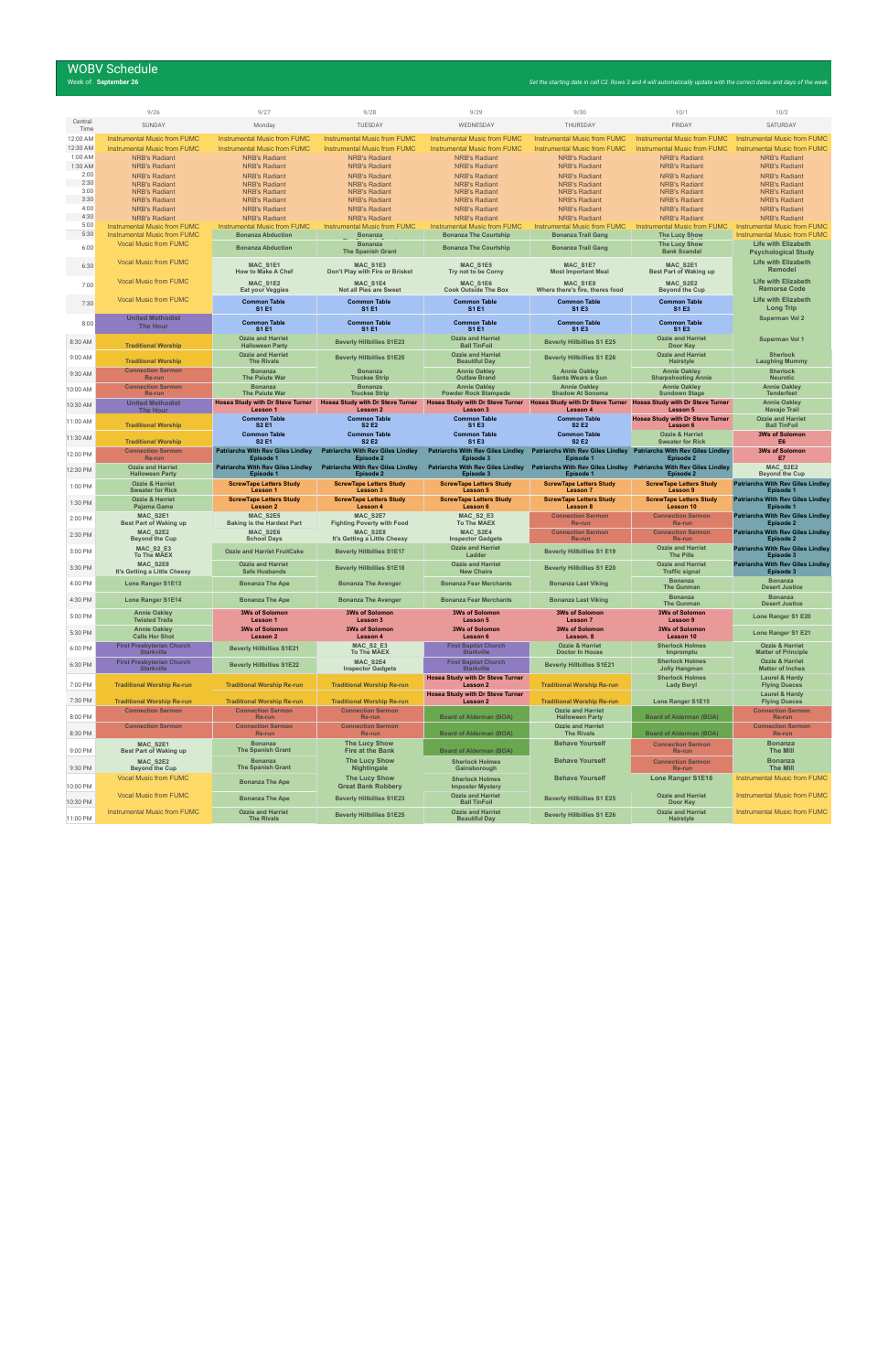# WOBV Schedule

Week of: **September 26**

*Set the starting date in cell C2. Rows 3 and 4 will automatically update with the correct dates and days of the week.*

| Central Time | 9/26 SUNDAY | 9/27 Monday | 9/28 TUESDAY | 9/29 WEDNESDAY | 9/30 THURSDAY | 10/1 FRIDAY | 10/2 SATURDAY |
|---|---|---|---|---|---|---|---|
| 12:00 AM | Instrumental Music from FUMC | Instrumental Music from FUMC | Instrumental Music from FUMC | Instrumental Music from FUMC | Instrumental Music from FUMC | Instrumental Music from FUMC | Instrumental Music from FUMC |
| 12:30 AM | Instrumental Music from FUMC | Instrumental Music from FUMC | Instrumental Music from FUMC | Instrumental Music from FUMC | Instrumental Music from FUMC | Instrumental Music from FUMC | Instrumental Music from FUMC |
| 1:00 AM | NRB's Radiant | NRB's Radiant | NRB's Radiant | NRB's Radiant | NRB's Radiant | NRB's Radiant | NRB's Radiant |
| 1:30 AM | NRB's Radiant | NRB's Radiant | NRB's Radiant | NRB's Radiant | NRB's Radiant | NRB's Radiant | NRB's Radiant |
| 2:00 | NRB's Radiant | NRB's Radiant | NRB's Radiant | NRB's Radiant | NRB's Radiant | NRB's Radiant | NRB's Radiant |
| 2:30 | NRB's Radiant | NRB's Radiant | NRB's Radiant | NRB's Radiant | NRB's Radiant | NRB's Radiant | NRB's Radiant |
| 3:00 | NRB's Radiant | NRB's Radiant | NRB's Radiant | NRB's Radiant | NRB's Radiant | NRB's Radiant | NRB's Radiant |
| 3:30 | NRB's Radiant | NRB's Radiant | NRB's Radiant | NRB's Radiant | NRB's Radiant | NRB's Radiant | NRB's Radiant |
| 4:00 | NRB's Radiant | NRB's Radiant | NRB's Radiant | NRB's Radiant | NRB's Radiant | NRB's Radiant | NRB's Radiant |
| 4:30 | NRB's Radiant | NRB's Radiant | NRB's Radiant | NRB's Radiant | NRB's Radiant | NRB's Radiant | NRB's Radiant |
| 5:00 | Instrumental Music from FUMC | Instrumental Music from FUMC | Instrumental Music from FUMC | Instrumental Music from FUMC | Instrumental Music from FUMC | Instrumental Music from FUMC | Instrumental Music from FUMC |
| 5:30 | Instrumental Music from FUMC | Bonanza Abduction | Bonanza | Bonanza The Courtship | Bonanza Trail Gang | The Lucy Show | Instrumental Music from FUMC |
| 6:00 | Vocal Music from FUMC | Bonanza Abduction | Bonanza The Spanish Grant | Bonanza The Courtship | Bonanza Trail Gang | The Lucy Show Bank Scandal | Life with Elizabeth Psychological Study |
| 6:30 | Vocal Music from FUMC | MAC_S1E1 How to Make A Chef | MAC_S1E3 Don't Play with Fire or Brisket | MAC_S1E5 Try not to be Corny | MAC_S1E7 Most Important Meal | MAC_S2E1 Best Part of Waking up | Life with Elizabeth Remodel |
| 7:00 | Vocal Music from FUMC | MAC_S1E2 Eat your Veggies | MAC_S1E4 Not all Pies are Sweet | MAC_S1E6 Cook Outside The Box | MAC_S1E8 Where there's fire, theres food | MAC_S2E2 Beyond the Cup | Life with Elizabeth Remorse Code |
| 7:30 | Vocal Music from FUMC | Common Table S1 E1 | Common Table S1 E1 | Common Table S1 E1 | Common Table S1 E3 | Common Table S1 E3 | Life with Elizabeth Long Trip |
| 8:00 | United Methodist The Hour | Common Table S1 E1 | Common Table S1 E1 | Common Table S1 E1 | Common Table S1 E3 | Common Table S1 E3 | Superman Vol 2 |
| 8:30 AM | Traditional Worship | Ozzie and Harriet Halloween Party | Beverly Hillbillies S1E23 | Ozzie and Harriet Ball TinFoil | Beverly Hillbillies S1 E25 | Ozzie and Harriet Door Key | Superman Vol 1 |
| 9:00 AM | Traditional Worship | Ozzie and Harriet The Rivals | Beverly Hillbillies S1E25 | Ozzie and Harriet Beautiful Day | Beverly Hillbillies S1 E26 | Ozzie and Harriet Hairstyle | Sherlock Laughing Mummy |
| 9:30 AM | Connection Sermon Re-run | Bonanza The Paiute War | Bonanza Truckee Strip | Annie Oakley Outlaw Brand | Annie Oakley Santa Wears a Gun | Annie Oakley Sharpshooting Annie | Sherlock Neurotic |
| 10:00 AM | Connection Sermon Re-run | Bonanza The Paiute War | Bonanza Truckee Strip | Annie Oakley Powder Rock Stampede | Annie Oakley Shadow At Sonoma | Annie Oakley Sundown Stage | Annie Oakley Tenderfeet |
| 10:30 AM | United Methodist The Hour | Hosea Study with Dr Steve Turner Lesson 1 | Hosea Study with Dr Steve Turner Lesson 2 | Hosea Study with Dr Steve Turner Lesson 3 | Hosea Study with Dr Steve Turner Lesson 4 | Hosea Study with Dr Steve Turner Lesson 5 | Annie Oakley Navajo Trail |
| 11:00 AM | Traditional Worship | Common Table S2 E1 | Common Table S2 E2 | Common Table S1 E3 | Common Table S2 E2 | Hosea Study with Dr Steve Turner Lesson 6 | Ozzie and Harriet Ball TinFoil |
| 11:30 AM | Traditional Worship | Common Table S2 E1 | Common Table S2 E2 | Common Table S1 E3 | Common Table S2 E2 | Ozzie & Harriet Sweater for Rick | 3Ws of Solomon E6 |
| 12:00 PM | Connection Sermon Re-run | Patriarchs With Rev Giles Lindley Episode 1 | Patriarchs With Rev Giles Lindley Episode 2 | Patriarchs With Rev Giles Lindley Episode 3 | Patriarchs With Rev Giles Lindley Episode 1 | Patriarchs With Rev Giles Lindley Episode 2 | 3Ws of Solomon E7 |
| 12:30 PM | Ozzie and Harriet Halloween Party | Patriarchs With Rev Giles Lindley Episode 1 | Patriarchs With Rev Giles Lindley Episode 2 | Patriarchs With Rev Giles Lindley Episode 3 | Patriarchs With Rev Giles Lindley Episode 1 | Patriarchs With Rev Giles Lindley Episode 2 | MAC_S2E2 Beyond the Cup |
| 1:00 PM | Ozzie & Harriet Sweater for Rick | ScrewTape Letters Study Lesson 1 | ScrewTape Letters Study Lesson 3 | ScrewTape Letters Study Lesson 5 | ScrewTape Letters Study Lesson 7 | ScrewTape Letters Study Lesson 9 | Patriarchs With Rev Giles Lindley Episode 1 |
| 1:30 PM | Ozzie & Harriet Pajama Game | ScrewTape Letters Study Lesson 2 | ScrewTape Letters Study Lesson 4 | ScrewTape Letters Study Lesson 6 | ScrewTape Letters Study Lesson 8 | ScrewTape Letters Study Lesson 10 | Patriarchs With Rev Giles Lindley Episode 1 |
| 2:00 PM | MAC_S2E1 Best Part of Waking up | MAC_S2E5 Baking is the Hardest Part | MAC_S2E7 Fighting Poverty with Food | MAC_S2_E3 To The MAEX | Connection Sermon Re-run | Connection Sermon Re-run | Patriarchs With Rev Giles Lindley Episode 2 |
| 2:30 PM | MAC_S2E2 Beyond the Cup | MAC_S2E6 School Days | MAC_S2E8 It's Getting a Little Cheesy | MAC_S2E4 Inspector Gadgets | Connection Sermon Re-run | Connection Sermon Re-run | Patriarchs With Rev Giles Lindley Episode 2 |
| 3:00 PM | MAC_S2_E3 To The MAEX | Ozzie and Harriet FruitCake | Beverly Hillbillies S1E17 | Ozzie and Harriet Ladder | Beverly Hillbillies S1 E19 | Ozzie and Harriet The Pills | Patriarchs With Rev Giles Lindley Episode 3 |
| 3:30 PM | MAC_S2E8 It's Getting a Little Cheesy | Ozzie and Harriet Safe Husbands | Beverly Hillbillies S1E18 | Ozzie and Harriet New Chairs | Beverly Hillbillies S1 E20 | Ozzie and Harriet Traffic signal | Patriarchs With Rev Giles Lindley Episode 3 |
| 4:00 PM | Lone Ranger S1E13 | Bonanza The Ape | Bonanza The Avenger | Bonanza Fear Merchants | Bonanza Last Viking | Bonanza The Gunman | Bonanza Desert Justice |
| 4:30 PM | Lone Ranger S1E14 | Bonanza The Ape | Bonanza The Avenger | Bonanza Fear Merchants | Bonanza Last Viking | Bonanza The Gunman | Bonanza Desert Justice |
| 5:00 PM | Annie Oakley Twisted Trails | 3Ws of Solomon Lesson 1 | 3Ws of Solomon Lesson 3 | 3Ws of Solomon Lesson 5 | 3Ws of Solomon Lesson 7 | 3Ws of Solomon Lesson 9 | Lone Ranger S1 E20 |
| 5:30 PM | Annie Oakley Calls Her Shot | 3Ws of Solomon Lesson 2 | 3Ws of Solomon Lesson 4 | 3Ws of Solomon Lesson 6 | 3Ws of Solomon Lesson. 8 | 3Ws of Solomon Lesson 10 | Lone Ranger S1 E21 |
| 6:00 PM | First Presbyterian Church Starkville | Beverly Hillbillies S1E21 | MAC_S2_E3 To The MAEX | First Baptist Church Starkville | Ozzie & Harriet Doctor In House | Sherlock Holmes Impromptu | Ozzie & Harriet Matter of Principle |
| 6:30 PM | First Presbyterian Church Starkville | Beverly Hillbillies S1E22 | MAC_S2E4 Inspector Gadgets | First Baptist Church Starkville | Beverly Hillbillies S1E21 | Sherlock Holmes Jolly Hangman | Ozzie & Harriet Matter of Inches |
| 7:00 PM | Traditional Worship Re-run | Traditional Worship Re-run | Traditional Worship Re-run | Hosea Study with Dr Steve Turner Lesson 2 | Traditional Worship Re-run | Sherlock Holmes Lady Beryl | Laurel & Hardy Flying Deuces |
| 7:30 PM | Traditional Worship Re-run | Traditional Worship Re-run | Traditional Worship Re-run | Hosea Study with Dr Steve Turner Lesson 2 | Traditional Worship Re-run | Lone Ranger S1E15 | Laurel & Hardy Flying Deuces |
| 8:00 PM | Connection Sermon | Connection Sermon Re-run | Connection Sermon Re-run | Board of Alderman (BOA) | Ozzie and Harriet Halloween Party | Board of Alderman (BOA) | Connection Sermon Re-run |
| 8:30 PM | Connection Sermon | Connection Sermon Re-run | Connection Sermon Re-run | Board of Alderman (BOA) | Ozzie and Harriet The Rivals | Board of Alderman (BOA) | Connection Sermon Re-run |
| 9:00 PM | MAC_S2E1 Best Part of Waking up | Bonanza The Spanish Grant | The Lucy Show Fire at the Bank | Board of Alderman (BOA) | Behave Yourself | Connection Sermon Re-run | Bonanza The Mill |
| 9:30 PM | MAC_S2E2 Beyond the Cup | Bonanza The Spanish Grant | The Lucy Show Nightingale | Sherlock Holmes Gainsborough | Behave Yourself | Connection Sermon Re-run | Bonanza The Mill |
| 10:00 PM | Vocal Music from FUMC | Bonanza The Ape | The Lucy Show Great Bank Robbery | Sherlock Holmes Imposter Mystery | Behave Yourself | Lone Ranger S1E16 | Instrumental Music from FUMC |
| 10:30 PM | Vocal Music from FUMC | Bonanza The Ape | Beverly Hillbillies S1E23 | Ozzie and Harriet Ball TinFoil | Beverly Hillbillies S1 E25 | Ozzie and Harriet Door Key | Instrumental Music from FUMC |
| 11:00 PM | Instrumental Music from FUMC | Ozzie and Harriet The Rivals | Beverly Hillbillies S1E25 | Ozzie and Harriet Beautiful Day | Beverly Hillbillies S1 E26 | Ozzie and Harriet Hairstyle | Instrumental Music from FUMC |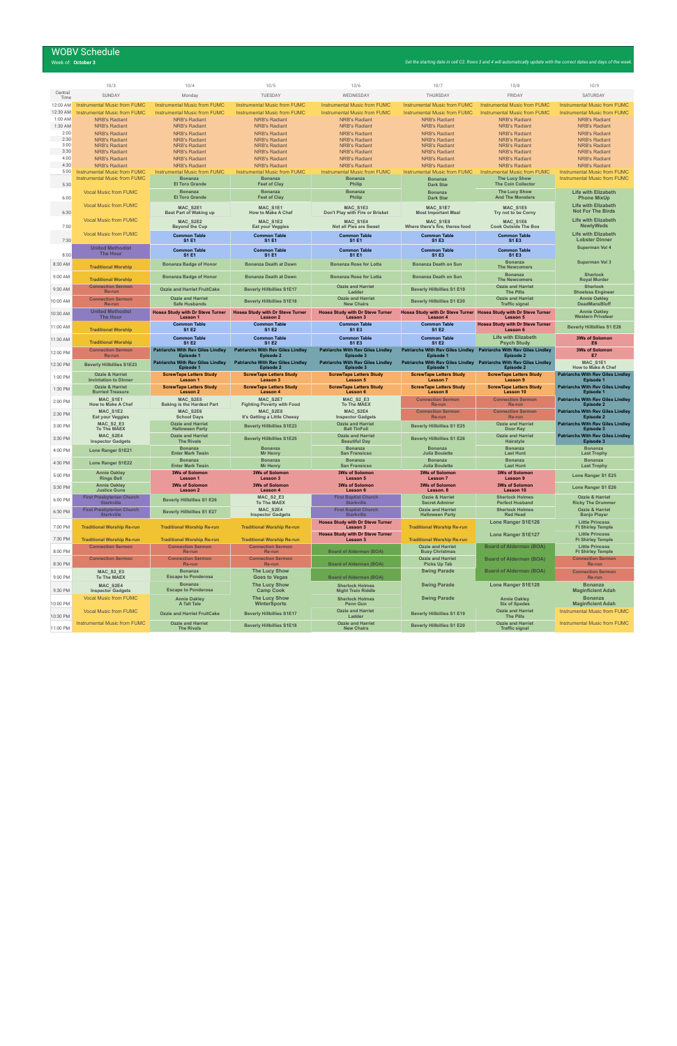# WOBV Schedule

Week of: **October 3**

*Set the starting date in cell C2. Rows 3 and 4 will automatically update with the correct dates and days of the week.*

| Central Time | 10/3 SUNDAY | 10/4 Monday | 10/5 TUESDAY | 10/6 WEDNESDAY | 10/7 THURSDAY | 10/8 FRIDAY | 10/9 SATURDAY |
|---|---|---|---|---|---|---|---|
| 12:00 AM | Instrumental Music from FUMC | Instrumental Music from FUMC | Instrumental Music from FUMC | Instrumental Music from FUMC | Instrumental Music from FUMC | Instrumental Music from FUMC | Instrumental Music from FUMC |
| 12:30 AM | Instrumental Music from FUMC | Instrumental Music from FUMC | Instrumental Music from FUMC | Instrumental Music from FUMC | Instrumental Music from FUMC | Instrumental Music from FUMC | Instrumental Music from FUMC |
| 1:00 AM | NRB's Radiant | NRB's Radiant | NRB's Radiant | NRB's Radiant | NRB's Radiant | NRB's Radiant | NRB's Radiant |
| 1:30 AM | NRB's Radiant | NRB's Radiant | NRB's Radiant | NRB's Radiant | NRB's Radiant | NRB's Radiant | NRB's Radiant |
| 2:00 | NRB's Radiant | NRB's Radiant | NRB's Radiant | NRB's Radiant | NRB's Radiant | NRB's Radiant | NRB's Radiant |
| 2:30 | NRB's Radiant | NRB's Radiant | NRB's Radiant | NRB's Radiant | NRB's Radiant | NRB's Radiant | NRB's Radiant |
| 3:00 | NRB's Radiant | NRB's Radiant | NRB's Radiant | NRB's Radiant | NRB's Radiant | NRB's Radiant | NRB's Radiant |
| 3:30 | NRB's Radiant | NRB's Radiant | NRB's Radiant | NRB's Radiant | NRB's Radiant | NRB's Radiant | NRB's Radiant |
| 4:00 | NRB's Radiant | NRB's Radiant | NRB's Radiant | NRB's Radiant | NRB's Radiant | NRB's Radiant | NRB's Radiant |
| 4:30 | NRB's Radiant | NRB's Radiant | NRB's Radiant | NRB's Radiant | NRB's Radiant | NRB's Radiant | NRB's Radiant |
| 5:00 | Instrumental Music from FUMC | Instrumental Music from FUMC | Instrumental Music from FUMC | Instrumental Music from FUMC | Instrumental Music from FUMC | Instrumental Music from FUMC | Instrumental Music from FUMC |
| 5:30 | Instrumental Music from FUMC | Bonanza El Toro Grande | Bonanza Feet of Clay | Bonanza Philip | Bonanza Dark Star | The Lucy Show The Coin Collector | Instrumental Music from FUMC |
| 6:00 | Vocal Music from FUMC | Bonanza El Toro Grande | Bonanza Feet of Clay | Bonanza Philip | Bonanza Dark Star | The Lucy Show And The Monsters | Life with Elizabeth Phone MixUp |
| 6:30 | Vocal Music from FUMC | MAC_S2E1 Best Part of Waking up | MAC_S1E1 How to Make A Chef | MAC_S1E3 Don't Play with Fire or Brisket | MAC_S1E7 Most Important Meal | MAC_S1E5 Try not to be Corny | Life with Elizabeth Not For The Birds |
| 7:00 | Vocal Music from FUMC | MAC_S2E2 Beyond the Cup | MAC_S1E2 Eat your Veggies | MAC_S1E4 Not all Pies are Sweet | MAC_S1E8 Where there's fire, theres food | MAC_S1E6 Cook Outside The Box | Life with Elizabeth NewlyWeds |
| 7:30 | Vocal Music from FUMC | Common Table S1 E1 | Common Table S1 E1 | Common Table S1 E1 | Common Table S1 E3 | Common Table S1 E3 | Life with Elizabeth Lobster Dinner |
| 8:00 | United Methodist The Hour | Common Table S1 E1 | Common Table S1 E1 | Common Table S1 E1 | Common Table S1 E3 | Common Table S1 E3 | Superman Vol 4 |
| 8:30 AM | Traditional Worship | Bonanza Badge of Honor | Bonanza Death at Dawn | Bonanza Rose for Lotta | Bonanza Death on Sun | Bonanza The Newcomers | Superman Vol 3 |
| 9:00 AM | Traditional Worship | Bonanza Badge of Honor | Bonanza Death at Dawn | Bonanza Rose for Lotta | Bonanza Death on Sun | Bonanza The Newcomers | Sherlock Royal Murder |
| 9:30 AM | Connection Sermon Re-run | Ozzie and Harriet FruitCake | Beverly Hillbillies S1E17 | Ozzie and Harriet Ladder | Beverly Hillbillies S1 E19 | Ozzie and Harriet The Pills | Sherlock Shoeless Engineer |
| 10:00 AM | Connection Sermon Re-run | Ozzie and Harriet Safe Husbands | Beverly Hillbillies S1E18 | Ozzie and Harriet New Chairs | Beverly Hillbillies S1 E20 | Ozzie and Harriet Traffic signal | Annie Oakley DeadMansBluff |
| 10:30 AM | United Methodist The Hour | Hosea Study with Dr Steve Turner Lesson 1 | Hosea Study with Dr Steve Turner Lesson 2 | Hosea Study with Dr Steve Turner Lesson 3 | Hosea Study with Dr Steve Turner Lesson 4 | Hosea Study with Dr Steve Turner Lesson 5 | Annie Oakley Western Privateer |
| 11:00 AM | Traditional Worship | Common Table S1 E2 | Common Table S1 E2 | Common Table S1 E3 | Common Table S1 E2 | Hosea Study with Dr Steve Turner Lesson 6 | Beverly Hillbillies S1 E26 |
| 11:30 AM | Traditional Worship | Common Table S1 E2 | Common Table S1 E2 | Common Table S1 E3 | Common Table S1 E2 | Life with Elizabeth Psych Study | 3Ws of Solomon E6 |
| 12:00 PM | Connection Sermon Re-run | Patriarchs With Rev Giles Lindley Episode 1 | Patriarchs With Rev Giles Lindley Episode 2 | Patriarchs With Rev Giles Lindley Episode 3 | Patriarchs With Rev Giles Lindley Episode 1 | Patriarchs With Rev Giles Lindley Episode 2 | 3Ws of Solomon E7 |
| 12:30 PM | Beverly Hillbillies S1E23 | Patriarchs With Rev Giles Lindley Episode 1 | Patriarchs With Rev Giles Lindley Episode 2 | Patriarchs With Rev Giles Lindley Episode 3 | Patriarchs With Rev Giles Lindley Episode 1 | Patriarchs With Rev Giles Lindley Episode 2 | MAC_S1E1 How to Make A Chef |
| 1:00 PM | Ozzie & Harriet Invintation to Dinner | ScrewTape Letters Study Lesson 1 | ScrewTape Letters Study Lesson 3 | ScrewTape Letters Study Lesson 5 | ScrewTape Letters Study Lesson 7 | ScrewTape Letters Study Lesson 9 | Patriarchs With Rev Giles Lindley Episode 1 |
| 1:30 PM | Ozzie & Harriet Burried Treasure | ScrewTape Letters Study Lesson 2 | ScrewTape Letters Study Lesson 4 | ScrewTape Letters Study Lesson 6 | ScrewTape Letters Study Lesson 8 | ScrewTape Letters Study Lesson 10 | Patriarchs With Rev Giles Lindley Episode 1 |
| 2:00 PM | MAC_S1E1 How to Make A Chef | MAC_S2E5 Baking is the Hardest Part | MAC_S2E7 Fighting Poverty with Food | MAC_S2_E3 To The MAEX | Connection Sermon Re-run | Connection Sermon Re-run | Patriarchs With Rev Giles Lindley Episode 2 |
| 2:30 PM | MAC_S1E2 Eat your Veggies | MAC_S2E6 School Days | MAC_S2E8 It's Getting a Little Cheesy | MAC_S2E4 Inspector Gadgets | Connection Sermon Re-run | Connection Sermon Re-run | Patriarchs With Rev Giles Lindley Episode 2 |
| 3:00 PM | MAC_S2_E3 To The MAEX | Ozzie and Harriet Halloween Party | Beverly Hillbillies S1E23 | Ozzie and Harriet Ball TinFoil | Beverly Hillbillies S1 E25 | Ozzie and Harriet Door Key | Patriarchs With Rev Giles Lindley Episode 3 |
| 3:30 PM | MAC_S2E4 Inspector Gadgets | Ozzie and Harriet The Rivals | Beverly Hillbillies S1E25 | Ozzie and Harriet Beautiful Day | Beverly Hillbillies S1 E26 | Ozzie and Harriet Hairstyle | Patriarchs With Rev Giles Lindley Episode 3 |
| 4:00 PM | Lone Ranger S1E21 | Bonanza Enter Mark Twain | Bonanza Mr Henry | Bonanza San Fransisco | Bonanza Julia Boulette | Bonanza Last Hunt | Bonanza Last Trophy |
| 4:30 PM | Lone Ranger S1E22 | Bonanza Enter Mark Twain | Bonanza Mr Henry | Bonanza San Fransisco | Bonanza Julia Boulette | Bonanza Last Hunt | Bonanza Last Trophy |
| 5:00 PM | Annie Oakley Rings Bell | 3Ws of Solomon Lesson 1 | 3Ws of Solomon Lesson 3 | 3Ws of Solomon Lesson 5 | 3Ws of Solomon Lesson 7 | 3Ws of Solomon Lesson 9 | Lone Ranger S1 E25 |
| 5:30 PM | Annie Oakley Justice Guns | 3Ws of Solomon Lesson 2 | 3Ws of Solomon Lesson 4 | 3Ws of Solomon Lesson 6 | 3Ws of Solomon Lesson. 8 | 3Ws of Solomon Lesson 10 | Lone Ranger S1 E26 |
| 6:00 PM | First Presbyterian Church Starkville | Beverly Hillbillies S1 E26 | MAC_S2_E3 To The MAEX | First Baptist Church Starkville | Ozzie & Harriet Secret Admirer | Sherlock Holmes Perfect Husband | Ozzie & Harriet Ricky The Drummer |
| 6:30 PM | First Presbyterian Church Starkville | Beverly Hillbillies S1 E27 | MAC_S2E4 Inspector Gadgets | First Baptist Church Starkville | Ozzie and Harriet Halloween Party | Sherlock Holmes Red Head | Ozzie & Harriet Banjo Player |
| 7:00 PM | Traditional Worship Re-run | Traditional Worship Re-run | Traditional Worship Re-run | Hosea Study with Dr Steve Turner Lesson 3 | Traditional Worship Re-run | Lone Ranger S1E126 | Little Princess Ft Shirley Temple |
| 7:30 PM | Traditional Worship Re-run | Traditional Worship Re-run | Traditional Worship Re-run | Hosea Study with Dr Steve Turner Lesson 3 | Traditional Worship Re-run | Lone Ranger S1E127 | Little Princess Ft Shirley Temple |
| 8:00 PM | Connection Sermon Re-run | Connection Sermon Re-run | Connection Sermon Re-run | Board of Alderman (BOA) | Ozzie and Harriet Busy Christmas | Board of Alderman (BOA) | Little Princess Ft Shirley Temple |
| 8:30 PM | Connection Sermon | Connection Sermon Re-run | Connection Sermon Re-run | Board of Alderman (BOA) | Ozzie and Harriet Picks Up Tab | Board of Alderman (BOA) | Connection Sermon Re-run |
| 9:00 PM | MAC_S2_E3 To The MAEX | Bonanza Escape to Ponderosa | The Lucy Show Goes to Vegas | Board of Alderman (BOA) | Swing Parade | Board of Alderman (BOA) | Connection Sermon Re-run |
| 9:30 PM | MAC_S2E4 Inspector Gadgets | Bonanza Escape to Ponderosa | The Lucy Show Camp Cook | Sherlock Holmes Night Train Riddle | Swing Parade | Lone Ranger S1E128 | Bonanza Maginficient Adah |
| 10:00 PM | Vocal Music from FUMC | Annie Oakley A Tall Tale | The Lucy Show WinterSports | Sherlock Holmes Penn Gun | Swing Parade | Annie Oakley Six of Spades | Bonanza Maginficient Adah |
| 10:30 PM | Vocal Music from FUMC | Ozzie and Harriet FruitCake | Beverly Hillbillies S1E17 | Ozzie and Harriet Ladder | Beverly Hillbillies S1 E19 | Ozzie and Harriet The Pills | Instrumental Music from FUMC |
| 11:00 PM | Instrumental Music from FUMC | Ozzie and Harriet The Rivals | Beverly Hillbillies S1E18 | Ozzie and Harriet New Chairs | Beverly Hillbillies S1 E20 | Ozzie and Harriet Traffic signal | Instrumental Music from FUMC |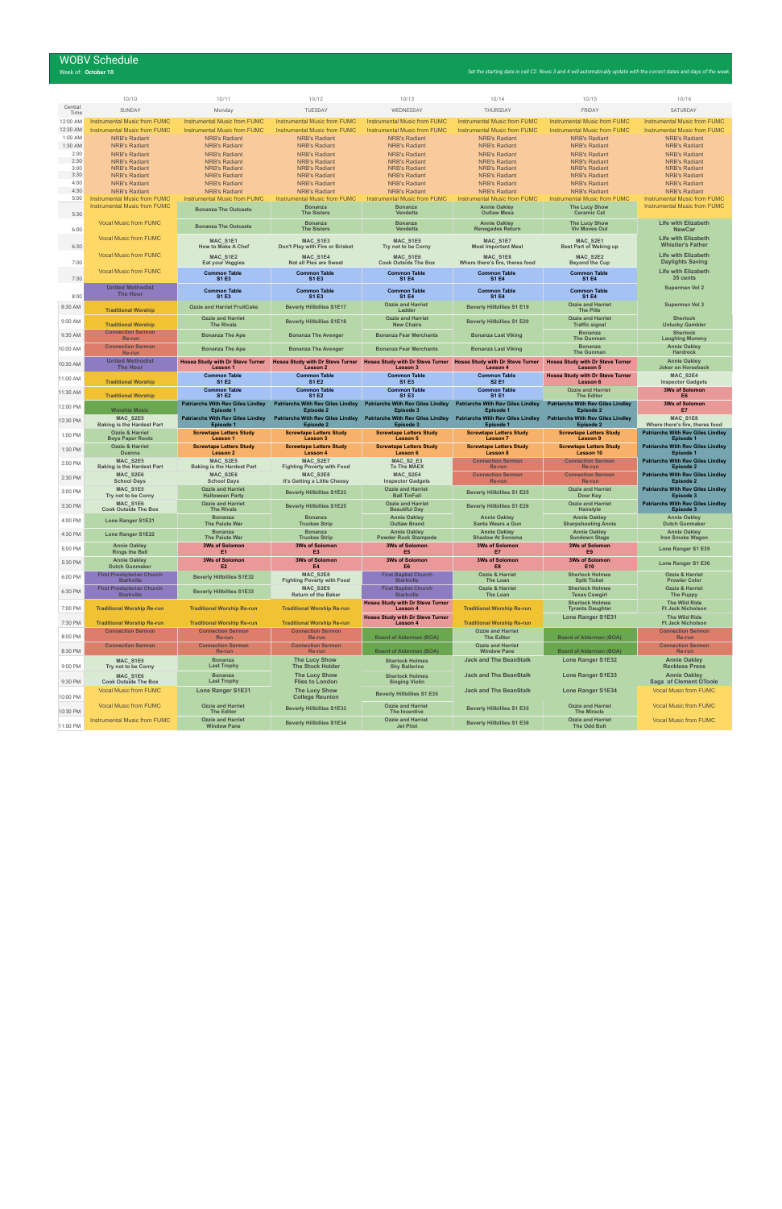# WOBV Schedule

Week of: **October 10**

*Set the starting date in cell C2. Rows 3 and 4 will automatically update with the correct dates and days of the week.*

| | 10/10 | 10/11 | 10/12 | 10/13 | 10/14 | 10/15 | 10/16 |
|---|---|---|---|---|---|---|---|
| Central Time | SUNDAY | Monday | TUESDAY | WEDNESDAY | THURSDAY | FRIDAY | SATURDAY |
| 12:00 AM | Instrumental Music from FUMC | Instrumental Music from FUMC | Instrumental Music from FUMC | Instrumental Music from FUMC | Instrumental Music from FUMC | Instrumental Music from FUMC | Instrumental Music from FUMC |
| 12:30 AM | Instrumental Music from FUMC | Instrumental Music from FUMC | Instrumental Music from FUMC | Instrumental Music from FUMC | Instrumental Music from FUMC | Instrumental Music from FUMC | Instrumental Music from FUMC |
| 1:00 AM | NRB's Radiant | NRB's Radiant | NRB's Radiant | NRB's Radiant | NRB's Radiant | NRB's Radiant | NRB's Radiant |
| 1:30 AM | NRB's Radiant | NRB's Radiant | NRB's Radiant | NRB's Radiant | NRB's Radiant | NRB's Radiant | NRB's Radiant |
| 2:00 | NRB's Radiant | NRB's Radiant | NRB's Radiant | NRB's Radiant | NRB's Radiant | NRB's Radiant | NRB's Radiant |
| 2:30 | NRB's Radiant | NRB's Radiant | NRB's Radiant | NRB's Radiant | NRB's Radiant | NRB's Radiant | NRB's Radiant |
| 3:00 | NRB's Radiant | NRB's Radiant | NRB's Radiant | NRB's Radiant | NRB's Radiant | NRB's Radiant | NRB's Radiant |
| 3:30 | NRB's Radiant | NRB's Radiant | NRB's Radiant | NRB's Radiant | NRB's Radiant | NRB's Radiant | NRB's Radiant |
| 4:00 | NRB's Radiant | NRB's Radiant | NRB's Radiant | NRB's Radiant | NRB's Radiant | NRB's Radiant | NRB's Radiant |
| 4:30 | NRB's Radiant | NRB's Radiant | NRB's Radiant | NRB's Radiant | NRB's Radiant | NRB's Radiant | NRB's Radiant |
| 5:00 | Instrumental Music from FUMC | Instrumental Music from FUMC | Instrumental Music from FUMC | Instrumental Music from FUMC | Instrumental Music from FUMC | Instrumental Music from FUMC | Instrumental Music from FUMC |
| 5:30 | Instrumental Music from FUMC | Bonanza The Outcasts | Bonanza The Sisters | Bonanza Vendetta | Annie Oakley Outlaw Mesa | The Lucy Show Ceramic Cat | Instrumental Music from FUMC |
| 6:00 | Vocal Music from FUMC | Bonanza The Outcasts | Bonanza The Sisters | Bonanza Vendetta | Annie Oakley Renegades Return | The Lucy Show Viv Moves Out | Life with Elizabeth NewCar |
| 6:30 | Vocal Music from FUMC | MAC_S1E1 How to Make A Chef | MAC_S1E3 Don't Play with Fire or Brisket | MAC_S1E5 Try not to be Corny | MAC_S1E7 Most Important Meal | MAC_S2E1 Best Part of Waking up | Life with Elizabeth Whistler's Father |
| 7:00 | Vocal Music from FUMC | MAC_S1E2 Eat your Veggies | MAC_S1E4 Not all Pies are Sweet | MAC_S1E6 Cook Outside The Box | MAC_S1E8 Where there's fire, theres food | MAC_S2E2 Beyond the Cup | Life with Elizabeth Daylights Saving |
| 7:30 | Vocal Music from FUMC | Common Table S1 E3 | Common Table S1 E3 | Common Table S1 E4 | Common Table S1 E4 | Common Table S1 E4 | Life with Elizabeth 35 cents |
| 8:00 | United Methodist The Hour | Common Table S1 E3 | Common Table S1 E3 | Common Table S1 E4 | Common Table S1 E4 | Common Table S1 E4 | Superman Vol 2 |
| 8:30 AM | Traditional Worship | Ozzie and Harriet FruitCake | Beverly Hillbillies S1E17 | Ozzie and Harriet Ladder | Beverly Hillbillies S1 E19 | Ozzie and Harriet The Pills | Superman Vol 3 |
| 9:00 AM | Traditional Worship | Ozzie and Harriet The Rivals | Beverly Hillbillies S1E18 | Ozzie and Harriet New Chairs | Beverly Hillbillies S1 E20 | Ozzie and Harriet Traffic signal | Sherlock Unlucky Gambler |
| 9:30 AM | Connection Sermon Re-run | Bonanza The Ape | Bonanza The Avenger | Bonanza Fear Merchants | Bonanza Last Viking | Bonanza The Gunman | Sherlock Laughing Mummy |
| 10:00 AM | Connection Sermon Re-run | Bonanza The Ape | Bonanza The Avenger | Bonanza Fear Merchants | Bonanza Last Viking | Bonanza The Gunman | Annie Oakley Hardrock |
| 10:30 AM | United Methodist The Hour | Hosea Study with Dr Steve Turner Lesson 1 | Hosea Study with Dr Steve Turner Lesson 2 | Hosea Study with Dr Steve Turner Lesson 3 | Hosea Study with Dr Steve Turner Lesson 4 | Hosea Study with Dr Steve Turner Lesson 5 | Annie Oakley Joker on Horseback |
| 11:00 AM | Traditional Worship | Common Table S1 E2 | Common Table S1 E2 | Common Table S1 E3 | Common Table S2 E1 | Hosea Study with Dr Steve Turner Lesson 6 | MAC_S2E4 Inspector Gadgets |
| 11:30 AM | Traditional Worship | Common Table S1 E2 | Common Table S1 E2 | Common Table S1 E3 | Common Table S1 E1 | Ozzie and Harriet The Editor | 3Ws of Solomon E6 |
| 12:00 PM | Worship Music | Patriarchs With Rev Giles Lindley Episode 1 | Patriarchs With Rev Giles Lindley Episode 2 | Patriarchs With Rev Giles Lindley Episode 3 | Patriarchs With Rev Giles Lindley Episode 1 | Patriarchs With Rev Giles Lindley Episode 2 | 3Ws of Solomon E7 |
| 12:30 PM | MAC_S2E5 Baking is the Hardest Part | Patriarchs With Rev Giles Lindley Episode 1 | Patriarchs With Rev Giles Lindley Episode 2 | Patriarchs With Rev Giles Lindley Episode 3 | Patriarchs With Rev Giles Lindley Episode 1 | Patriarchs With Rev Giles Lindley Episode 2 | MAC_S1E8 Where there's fire, theres food |
| 1:00 PM | Ozzie & Harriet Boys Paper Route | Screwtape Letters Study Lesson 1 | Screwtape Letters Study Lesson 3 | Screwtape Letters Study Lesson 5 | Screwtape Letters Study Lesson 7 | Screwtape Letters Study Lesson 9 | Patriarchs With Rev Giles Lindley Episode 1 |
| 1:30 PM | Ozzie & Harriet Duenna | Screwtape Letters Study Lesson 2 | Screwtape Letters Study Lesson 4 | Screwtape Letters Study Lesson 6 | Screwtape Letters Study Lesson 8 | Screwtape Letters Study Lesson 10 | Patriarchs With Rev Giles Lindley Episode 1 |
| 2:00 PM | MAC_S2E5 Baking is the Hardest Part | MAC_S2E5 Baking is the Hardest Part | MAC_S2E7 Fighting Poverty with Food | MAC_S2_E3 To The MAEX | Connection Sermon Re-run | Connection Sermon Re-run | Patriarchs With Rev Giles Lindley Episode 2 |
| 2:30 PM | MAC_S2E6 School Days | MAC_S2E6 School Days | MAC_S2E8 It's Getting a Little Cheesy | MAC_S2E4 Inspector Gadgets | Connection Sermon Re-run | Connection Sermon Re-run | Patriarchs With Rev Giles Lindley Episode 2 |
| 3:00 PM | MAC_S1E5 Try not to be Corny | Ozzie and Harriet Halloween Party | Beverly Hillbillies S1E23 | Ozzie and Harriet Ball TinFoil | Beverly Hillbillies S1 E25 | Ozzie and Harriet Door Key | Patriarchs With Rev Giles Lindley Episode 3 |
| 3:30 PM | MAC_S1E6 Cook Outside The Box | Ozzie and Harriet The Rivals | Beverly Hillbillies S1E25 | Ozzie and Harriet Beautiful Day | Beverly Hillbillies S1 E26 | Ozzie and Harriet Hairstyle | Patriarchs With Rev Giles Lindley Episode 3 |
| 4:00 PM | Lone Ranger S1E21 | Bonanza The Paiute War | Bonanza Truckee Strip | Annie Oakley Outlaw Brand | Annie Oakley Santa Wears a Gun | Annie Oakley Sharpshooting Annie | Annie Oakley Dutch Gunmaker |
| 4:30 PM | Lone Ranger S1E22 | Bonanza The Paiute War | Bonanza Truckee Strip | Annie Oakley Powder Rock Stampede | Annie Oakley Shadow At Sonoma | Annie Oakley Sundown Stage | Annie Oakley Iron Smoke Wagon |
| 5:00 PM | Annie Oakley Rings the Bell | 3Ws of Solomon E1 | 3Ws of Solomon E3 | 3Ws of Solomon E5 | 3Ws of Solomon E7 | 3Ws of Solomon E9 | Lone Ranger S1 E35 |
| 5:30 PM | Annie Oakley Dutch Gunmaker | 3Ws of Solomon E2 | 3Ws of Solomon E4 | 3Ws of Solomon E6 | 3Ws of Solomon E8 | 3Ws of Solomon E10 | Lone Ranger S1 E36 |
| 6:00 PM | First Presbyterian Church Starkville | Beverly Hillbillies S1E32 | MAC_S2E8 Fighting Poverty with Food | First Baptist Church Starkville | Ozzie & Harriet The Loan | Sherlock Holmes Split Ticket | Ozzie & Harriet Prowler Color |
| 6:30 PM | First Presbyterian Church Starkville | Beverly Hillbillies S1E33 | MAC_S2E9 Return of the Baker | First Baptist Church Starkville | Ozzie & Harriet The Loan | Sherlock Holmes Texas Cowgirl | Ozzie & Harriet The Puppy |
| 7:00 PM | Traditional Worship Re-run | Traditional Worship Re-run | Traditional Worship Re-run | Hosea Study with Dr Steve Turner Lesson 4 | Traditional Worship Re-run | Sherlock Holmes Tyrants Daughter | The Wild Ride Ft Jack Nicholson |
| 7:30 PM | Traditional Worship Re-run | Traditional Worship Re-run | Traditional Worship Re-run | Hosea Study with Dr Steve Turner Lesson 4 | Traditional Worship Re-run | Lone Ranger S1E31 | The Wild Ride Ft Jack Nicholson |
| 8:00 PM | Connection Sermon | Connection Sermon Re-run | Connection Sermon Re-run | Board of Alderman (BOA) | Ozzie and Harriet The Editor | Board of Alderman (BOA) | Connection Sermon Re-run |
| 8:30 PM | Connection Sermon | Connection Sermon Re-run | Connection Sermon Re-run | Board of Alderman (BOA) | Ozzie and Harriet Window Pane | Board of Alderman (BOA) | Connection Sermon Re-run |
| 9:00 PM | MAC_S1E5 Try not to be Corny | Bonanza Last Trophy | The Lucy Show The Stock Holder | Sherlock Holmes Shy Ballerina | Jack and The BeanStalk | Lone Ranger S1E32 | Annie Oakley Reckless Press |
| 9:30 PM | MAC_S1E6 Cook Outside The Box | Bonanza Last Trophy | The Lucy Show Flies to London | Sherlock Holmes Singing Violin | Jack and The BeanStalk | Lone Ranger S1E33 | Annie Oakley Saga of Clement OToole |
| 10:00 PM | Vocal Music from FUMC | Lone Ranger S1E31 | The Lucy Show College Reunion | Beverly Hillbillies S1 E35 | Jack and The BeanStalk | Lone Ranger S1E34 | Vocal Music from FUMC |
| 10:30 PM | Vocal Music from FUMC | Ozzie and Harriet The Editor | Beverly Hillbillies S1E33 | Ozzie and Harriet The Incentive | Beverly Hillbillies S1 E35 | Ozzie and Harriet The Miracle | Vocal Music from FUMC |
| 11:00 PM | Instrumental Music from FUMC | Ozzie and Harriet Window Pane | Beverly Hillbillies S1E34 | Ozzie and Harriet Jet Pilot | Beverly Hillbillies S1 E36 | Ozzie and Harriet The Odd Bolt | Vocal Music from FUMC |